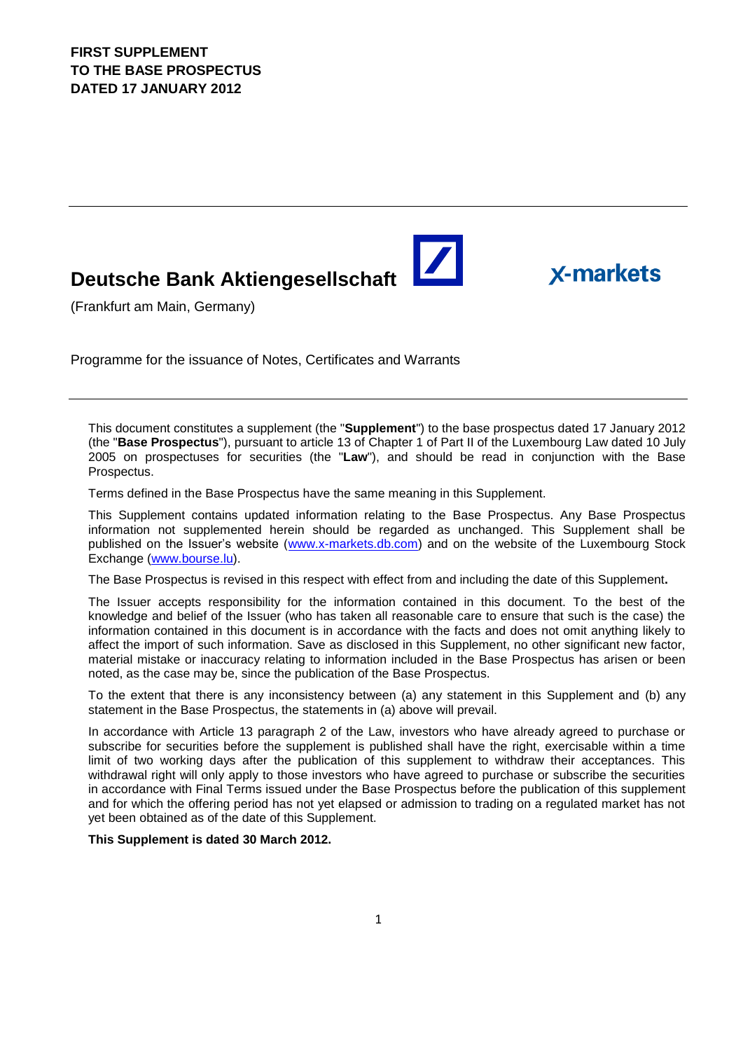**FIRST SUPPLEMENT**
**TO THE BASE PROSPECTUS**
**DATED 17 JANUARY 2012**

# Deutsche Bank Aktiengesellschaft

x-markets

(Frankfurt am Main, Germany)

Programme for the issuance of Notes, Certificates and Warrants

This document constitutes a supplement (the "**Supplement**") to the base prospectus dated 17 January 2012 (the "**Base Prospectus**"), pursuant to article 13 of Chapter 1 of Part II of the Luxembourg Law dated 10 July 2005 on prospectuses for securities (the "**Law**"), and should be read in conjunction with the Base Prospectus.

Terms defined in the Base Prospectus have the same meaning in this Supplement.

This Supplement contains updated information relating to the Base Prospectus. Any Base Prospectus information not supplemented herein should be regarded as unchanged. This Supplement shall be published on the Issuer's website (www.x-markets.db.com) and on the website of the Luxembourg Stock Exchange (www.bourse.lu).

The Base Prospectus is revised in this respect with effect from and including the date of this Supplement**.**

The Issuer accepts responsibility for the information contained in this document. To the best of the knowledge and belief of the Issuer (who has taken all reasonable care to ensure that such is the case) the information contained in this document is in accordance with the facts and does not omit anything likely to affect the import of such information. Save as disclosed in this Supplement, no other significant new factor, material mistake or inaccuracy relating to information included in the Base Prospectus has arisen or been noted, as the case may be, since the publication of the Base Prospectus.

To the extent that there is any inconsistency between (a) any statement in this Supplement and (b) any statement in the Base Prospectus, the statements in (a) above will prevail.

In accordance with Article 13 paragraph 2 of the Law, investors who have already agreed to purchase or subscribe for securities before the supplement is published shall have the right, exercisable within a time limit of two working days after the publication of this supplement to withdraw their acceptances. This withdrawal right will only apply to those investors who have agreed to purchase or subscribe the securities in accordance with Final Terms issued under the Base Prospectus before the publication of this supplement and for which the offering period has not yet elapsed or admission to trading on a regulated market has not yet been obtained as of the date of this Supplement.

**This Supplement is dated 30 March 2012.**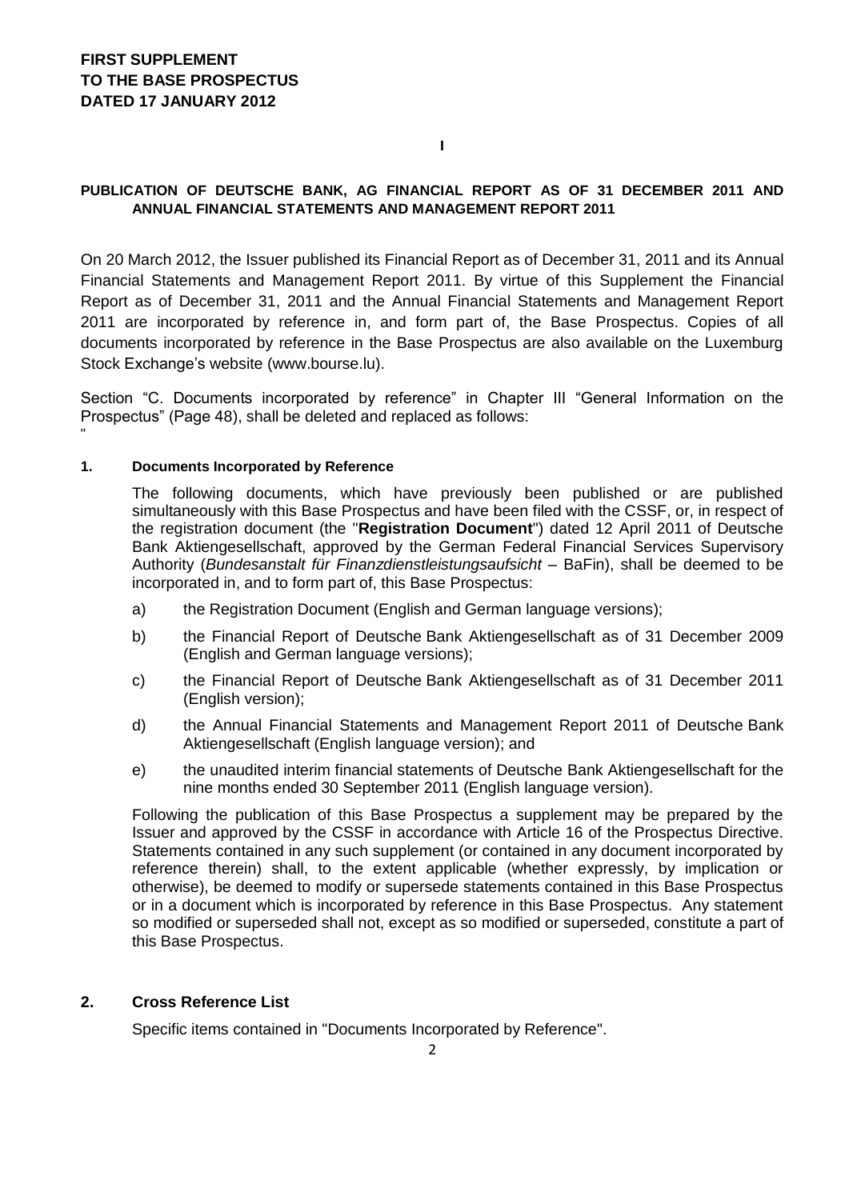**FIRST SUPPLEMENT**
**TO THE BASE PROSPECTUS**
**DATED 17 JANUARY 2012**

**I**

**PUBLICATION OF DEUTSCHE BANK, AG FINANCIAL REPORT AS OF 31 DECEMBER 2011 AND ANNUAL FINANCIAL STATEMENTS AND MANAGEMENT REPORT 2011**

On 20 March 2012, the Issuer published its Financial Report as of December 31, 2011 and its Annual Financial Statements and Management Report 2011. By virtue of this Supplement the Financial Report as of December 31, 2011 and the Annual Financial Statements and Management Report 2011 are incorporated by reference in, and form part of, the Base Prospectus. Copies of all documents incorporated by reference in the Base Prospectus are also available on the Luxemburg Stock Exchange's website (www.bourse.lu).

Section "C. Documents incorporated by reference" in Chapter III "General Information on the Prospectus" (Page 48), shall be deleted and replaced as follows:

"

**1. Documents Incorporated by Reference**

The following documents, which have previously been published or are published simultaneously with this Base Prospectus and have been filed with the CSSF, or, in respect of the registration document (the "**Registration Document**") dated 12 April 2011 of Deutsche Bank Aktiengesellschaft, approved by the German Federal Financial Services Supervisory Authority (*Bundesanstalt für Finanzdienstleistungsaufsicht* – BaFin), shall be deemed to be incorporated in, and to form part of, this Base Prospectus:

a) the Registration Document (English and German language versions);

b) the Financial Report of Deutsche Bank Aktiengesellschaft as of 31 December 2009 (English and German language versions);

c) the Financial Report of Deutsche Bank Aktiengesellschaft as of 31 December 2011 (English version);

d) the Annual Financial Statements and Management Report 2011 of Deutsche Bank Aktiengesellschaft (English language version); and

e) the unaudited interim financial statements of Deutsche Bank Aktiengesellschaft for the nine months ended 30 September 2011 (English language version).

Following the publication of this Base Prospectus a supplement may be prepared by the Issuer and approved by the CSSF in accordance with Article 16 of the Prospectus Directive. Statements contained in any such supplement (or contained in any document incorporated by reference therein) shall, to the extent applicable (whether expressly, by implication or otherwise), be deemed to modify or supersede statements contained in this Base Prospectus or in a document which is incorporated by reference in this Base Prospectus. Any statement so modified or superseded shall not, except as so modified or superseded, constitute a part of this Base Prospectus.

**2. Cross Reference List**

Specific items contained in "Documents Incorporated by Reference".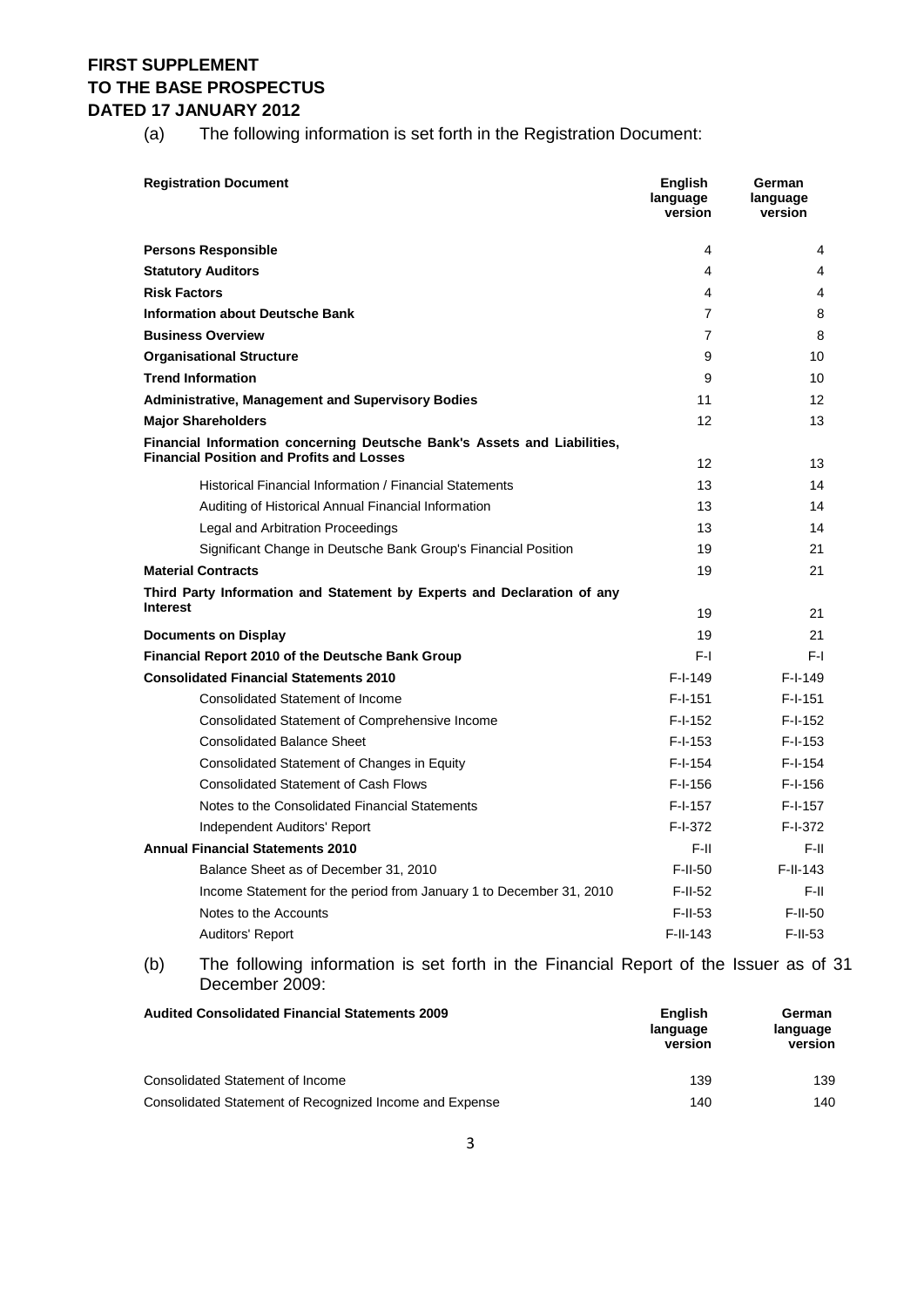**FIRST SUPPLEMENT**
**TO THE BASE PROSPECTUS**
**DATED 17 JANUARY 2012**

(a) The following information is set forth in the Registration Document:

| Registration Document | English language version | German language version |
|---|---|---|
| **Persons Responsible** | 4 | 4 |
| **Statutory Auditors** | 4 | 4 |
| **Risk Factors** | 4 | 4 |
| **Information about Deutsche Bank** | 7 | 8 |
| **Business Overview** | 7 | 8 |
| **Organisational Structure** | 9 | 10 |
| **Trend Information** | 9 | 10 |
| **Administrative, Management and Supervisory Bodies** | 11 | 12 |
| **Major Shareholders** | 12 | 13 |
| **Financial Information concerning Deutsche Bank's Assets and Liabilities, Financial Position and Profits and Losses** | 12 | 13 |
| Historical Financial Information / Financial Statements | 13 | 14 |
| Auditing of Historical Annual Financial Information | 13 | 14 |
| Legal and Arbitration Proceedings | 13 | 14 |
| Significant Change in Deutsche Bank Group's Financial Position | 19 | 21 |
| **Material Contracts** | 19 | 21 |
| **Third Party Information and Statement by Experts and Declaration of any Interest** | 19 | 21 |
| **Documents on Display** | 19 | 21 |
| **Financial Report 2010 of the Deutsche Bank Group** | F-I | F-I |
| **Consolidated Financial Statements 2010** | F-I-149 | F-I-149 |
| Consolidated Statement of Income | F-I-151 | F-I-151 |
| Consolidated Statement of Comprehensive Income | F-I-152 | F-I-152 |
| Consolidated Balance Sheet | F-I-153 | F-I-153 |
| Consolidated Statement of Changes in Equity | F-I-154 | F-I-154 |
| Consolidated Statement of Cash Flows | F-I-156 | F-I-156 |
| Notes to the Consolidated Financial Statements | F-I-157 | F-I-157 |
| Independent Auditors' Report | F-I-372 | F-I-372 |
| **Annual Financial Statements 2010** | F-II | F-II |
| Balance Sheet as of December 31, 2010 | F-II-50 | F-II-143 |
| Income Statement for the period from January 1 to December 31, 2010 | F-II-52 | F-II |
| Notes to the Accounts | F-II-53 | F-II-50 |
| Auditors' Report | F-II-143 | F-II-53 |

(b) The following information is set forth in the Financial Report of the Issuer as of 31 December 2009:

| Audited Consolidated Financial Statements 2009 | English language version | German language version |
|---|---|---|
| Consolidated Statement of Income | 139 | 139 |
| Consolidated Statement of Recognized Income and Expense | 140 | 140 |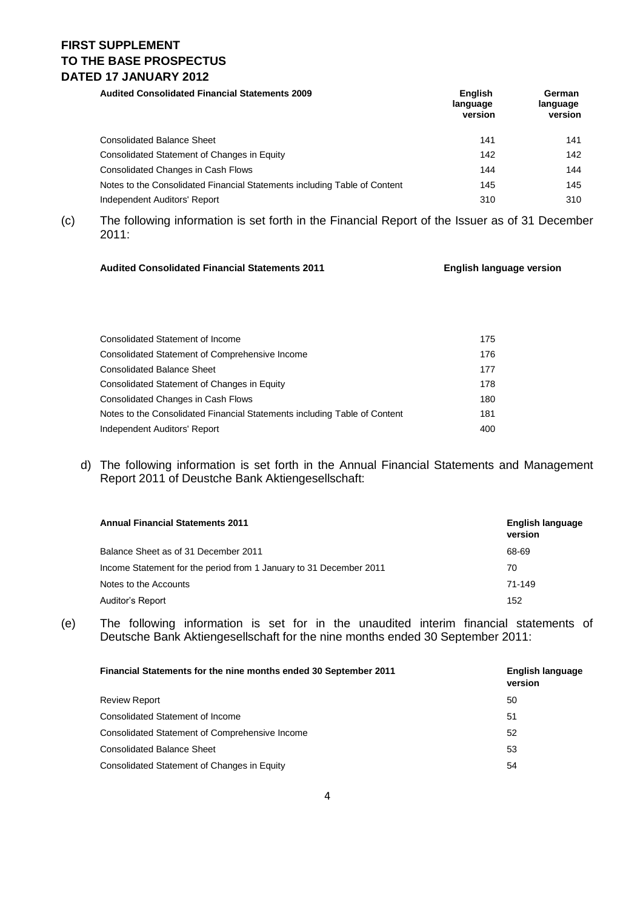| Audited Consolidated Financial Statements 2009 | English language version | German language version |
|---|---|---|
| Consolidated Balance Sheet | 141 | 141 |
| Consolidated Statement of Changes in Equity | 142 | 142 |
| Consolidated Changes in Cash Flows | 144 | 144 |
| Notes to the Consolidated Financial Statements including Table of Content | 145 | 145 |
| Independent Auditors' Report | 310 | 310 |

(c) The following information is set forth in the Financial Report of the Issuer as of 31 December 2011:

| Audited Consolidated Financial Statements 2011 | English language version |
|---|---|
| Consolidated Statement of Income | 175 |
| Consolidated Statement of Comprehensive Income | 176 |
| Consolidated Balance Sheet | 177 |
| Consolidated Statement of Changes in Equity | 178 |
| Consolidated Changes in Cash Flows | 180 |
| Notes to the Consolidated Financial Statements including Table of Content | 181 |
| Independent Auditors' Report | 400 |

d) The following information is set forth in the Annual Financial Statements and Management Report 2011 of Deustche Bank Aktiengesellschaft:

| Annual Financial Statements 2011 | English language version |
|---|---|
| Balance Sheet as of 31 December 2011 | 68-69 |
| Income Statement for the period from 1 January to 31 December 2011 | 70 |
| Notes to the Accounts | 71-149 |
| Auditor's Report | 152 |

(e) The following information is set for in the unaudited interim financial statements of Deutsche Bank Aktiengesellschaft for the nine months ended 30 September 2011:

| Financial Statements for the nine months ended 30 September 2011 | English language version |
|---|---|
| Review Report | 50 |
| Consolidated Statement of Income | 51 |
| Consolidated Statement of Comprehensive Income | 52 |
| Consolidated Balance Sheet | 53 |
| Consolidated Statement of Changes in Equity | 54 |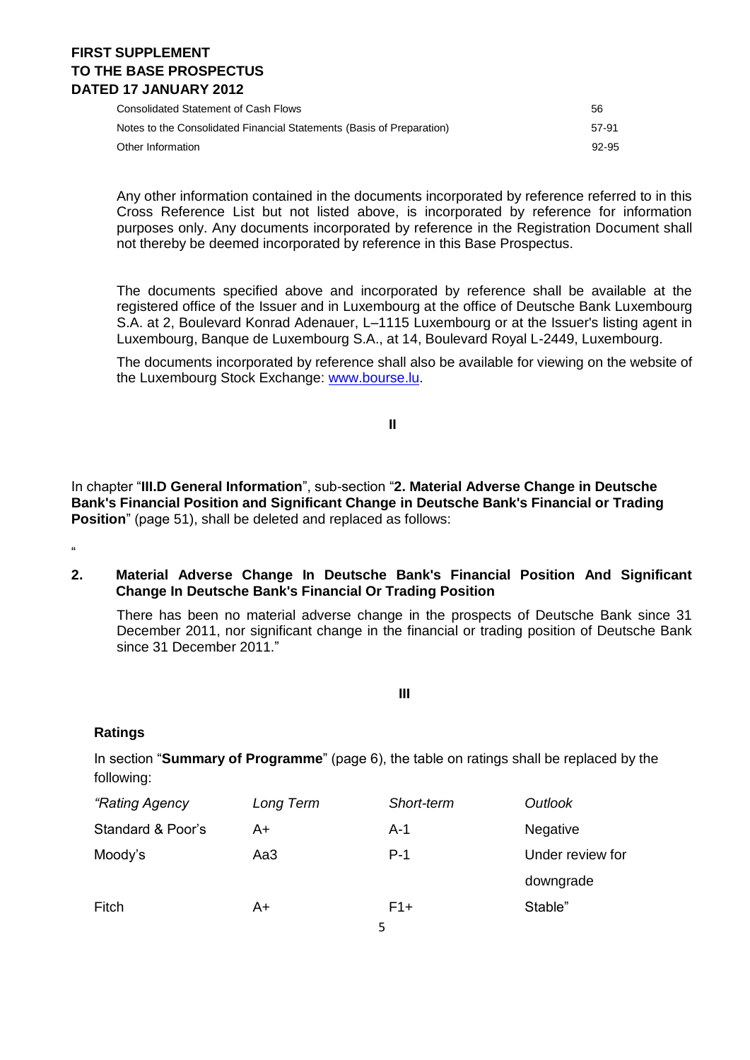| | |
|---|---|
| Consolidated Statement of Cash Flows | 56 |
| Notes to the Consolidated Financial Statements (Basis of Preparation) | 57-91 |
| Other Information | 92-95 |

Any other information contained in the documents incorporated by reference referred to in this Cross Reference List but not listed above, is incorporated by reference for information purposes only. Any documents incorporated by reference in the Registration Document shall not thereby be deemed incorporated by reference in this Base Prospectus.

The documents specified above and incorporated by reference shall be available at the registered office of the Issuer and in Luxembourg at the office of Deutsche Bank Luxembourg S.A. at 2, Boulevard Konrad Adenauer, L–1115 Luxembourg or at the Issuer's listing agent in Luxembourg, Banque de Luxembourg S.A., at 14, Boulevard Royal L-2449, Luxembourg.

The documents incorporated by reference shall also be available for viewing on the website of the Luxembourg Stock Exchange: www.bourse.lu.

**II**

In chapter "**III.D General Information**", sub-section "**2. Material Adverse Change in Deutsche Bank's Financial Position and Significant Change in Deutsche Bank's Financial or Trading Position**" (page 51), shall be deleted and replaced as follows:

"

**2. Material Adverse Change In Deutsche Bank's Financial Position And Significant Change In Deutsche Bank's Financial Or Trading Position**

There has been no material adverse change in the prospects of Deutsche Bank since 31 December 2011, nor significant change in the financial or trading position of Deutsche Bank since 31 December 2011."

**III**

**Ratings**

In section "**Summary of Programme**" (page 6), the table on ratings shall be replaced by the following:

| *"Rating Agency* | *Long Term* | *Short-term* | *Outlook* |
|---|---|---|---|
| Standard & Poor's | A+ | A-1 | Negative |
| Moody's | Aa3 | P-1 | Under review for downgrade |
| Fitch | A+ | F1+ | Stable" |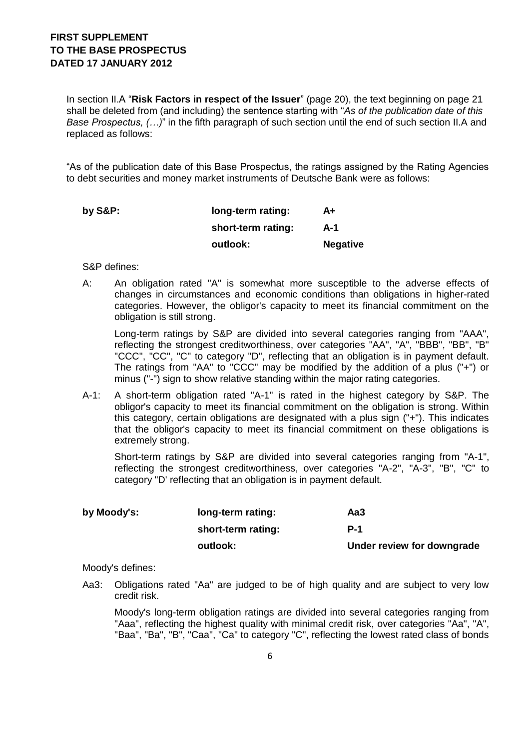**FIRST SUPPLEMENT**
**TO THE BASE PROSPECTUS**
**DATED 17 JANUARY 2012**

In section II.A "**Risk Factors in respect of the Issuer**" (page 20), the text beginning on page 21 shall be deleted from (and including) the sentence starting with "*As of the publication date of this Base Prospectus, (…)*" in the fifth paragraph of such section until the end of such section II.A and replaced as follows:

"As of the publication date of this Base Prospectus, the ratings assigned by the Rating Agencies to debt securities and money market instruments of Deutsche Bank were as follows:

| | | |
|---|---|---|
| **by S&P:** | **long-term rating:** | **A+** |
| | **short-term rating:** | **A-1** |
| | **outlook:** | **Negative** |

S&P defines:

A: An obligation rated "A" is somewhat more susceptible to the adverse effects of changes in circumstances and economic conditions than obligations in higher-rated categories. However, the obligor's capacity to meet its financial commitment on the obligation is still strong.

Long-term ratings by S&P are divided into several categories ranging from "AAA", reflecting the strongest creditworthiness, over categories "AA", "A", "BBB", "BB", "B" "CCC", "CC", "C" to category "D", reflecting that an obligation is in payment default. The ratings from "AA" to "CCC" may be modified by the addition of a plus ("+") or minus ("-") sign to show relative standing within the major rating categories.

A-1: A short-term obligation rated "A-1" is rated in the highest category by S&P. The obligor's capacity to meet its financial commitment on the obligation is strong. Within this category, certain obligations are designated with a plus sign ("+"). This indicates that the obligor's capacity to meet its financial commitment on these obligations is extremely strong.

Short-term ratings by S&P are divided into several categories ranging from "A-1", reflecting the strongest creditworthiness, over categories "A-2", "A-3", "B", "C" to category "D' reflecting that an obligation is in payment default.

| | | |
|---|---|---|
| **by Moody's:** | **long-term rating:** | **Aa3** |
| | **short-term rating:** | **P-1** |
| | **outlook:** | **Under review for downgrade** |

Moody's defines:

Aa3: Obligations rated "Aa" are judged to be of high quality and are subject to very low credit risk.

Moody's long-term obligation ratings are divided into several categories ranging from "Aaa", reflecting the highest quality with minimal credit risk, over categories "Aa", "A", "Baa", "Ba", "B", "Caa", "Ca" to category "C", reflecting the lowest rated class of bonds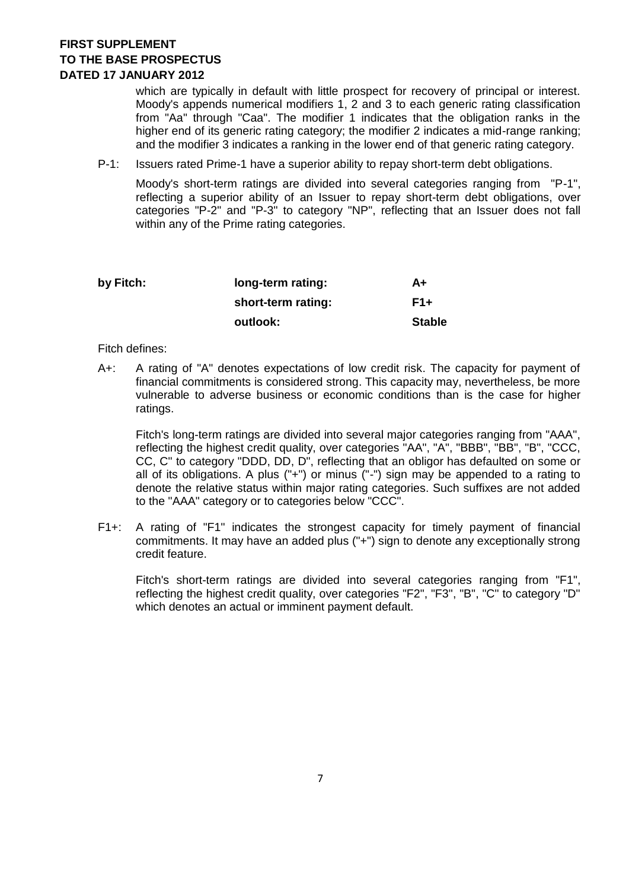which are typically in default with little prospect for recovery of principal or interest. Moody's appends numerical modifiers 1, 2 and 3 to each generic rating classification from "Aa" through "Caa". The modifier 1 indicates that the obligation ranks in the higher end of its generic rating category; the modifier 2 indicates a mid-range ranking; and the modifier 3 indicates a ranking in the lower end of that generic rating category.

P-1: Issuers rated Prime-1 have a superior ability to repay short-term debt obligations.

Moody's short-term ratings are divided into several categories ranging from "P-1", reflecting a superior ability of an Issuer to repay short-term debt obligations, over categories "P-2" and "P-3" to category "NP", reflecting that an Issuer does not fall within any of the Prime rating categories.

| | | |
|---|---|---|
| **by Fitch:** | **long-term rating:** | **A+** |
| | **short-term rating:** | **F1+** |
| | **outlook:** | **Stable** |

Fitch defines:

A+: A rating of "A" denotes expectations of low credit risk. The capacity for payment of financial commitments is considered strong. This capacity may, nevertheless, be more vulnerable to adverse business or economic conditions than is the case for higher ratings.

Fitch's long-term ratings are divided into several major categories ranging from "AAA", reflecting the highest credit quality, over categories "AA", "A", "BBB", "BB", "B", "CCC, CC, C" to category "DDD, DD, D", reflecting that an obligor has defaulted on some or all of its obligations. A plus ("+") or minus ("-") sign may be appended to a rating to denote the relative status within major rating categories. Such suffixes are not added to the "AAA" category or to categories below "CCC".

F1+: A rating of "F1" indicates the strongest capacity for timely payment of financial commitments. It may have an added plus ("+") sign to denote any exceptionally strong credit feature.

Fitch's short-term ratings are divided into several categories ranging from "F1", reflecting the highest credit quality, over categories "F2", "F3", "B", "C" to category "D" which denotes an actual or imminent payment default.